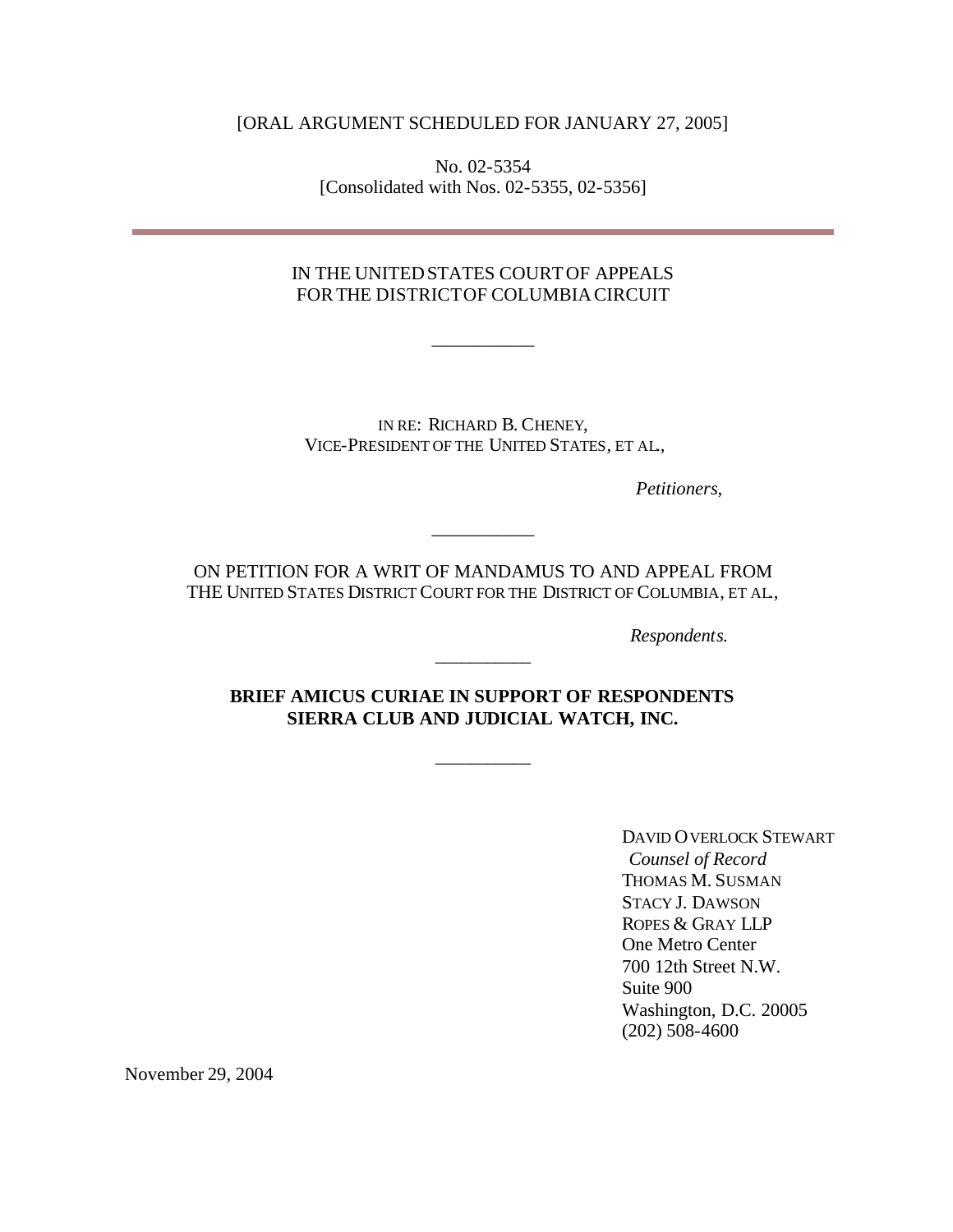[ORAL ARGUMENT SCHEDULED FOR JANUARY 27, 2005]

No. 02-5354
[Consolidated with Nos. 02-5355, 02-5356]

---

IN THE UNITED STATES COURT OF APPEALS
FOR THE DISTRICT OF COLUMBIA CIRCUIT

\_\_\_\_\_\_\_\_\_\_\_

IN RE: RICHARD B. CHENEY,
VICE-PRESIDENT OF THE UNITED STATES, ET AL.,

*Petitioners,*

\_\_\_\_\_\_\_\_\_\_\_

ON PETITION FOR A WRIT OF MANDAMUS TO AND APPEAL FROM
THE UNITED STATES DISTRICT COURT FOR THE DISTRICT OF COLUMBIA, ET AL.,

*Respondents.*

\_\_\_\_\_\_\_\_\_\_

**BRIEF AMICUS CURIAE IN SUPPORT OF RESPONDENTS
SIERRA CLUB AND JUDICIAL WATCH, INC.**

\_\_\_\_\_\_\_\_\_\_

DAVID OVERLOCK STEWART
*Counsel of Record*
THOMAS M. SUSMAN
STACY J. DAWSON
ROPES & GRAY LLP
One Metro Center
700 12th Street N.W.
Suite 900
Washington, D.C. 20005
(202) 508-4600

November 29, 2004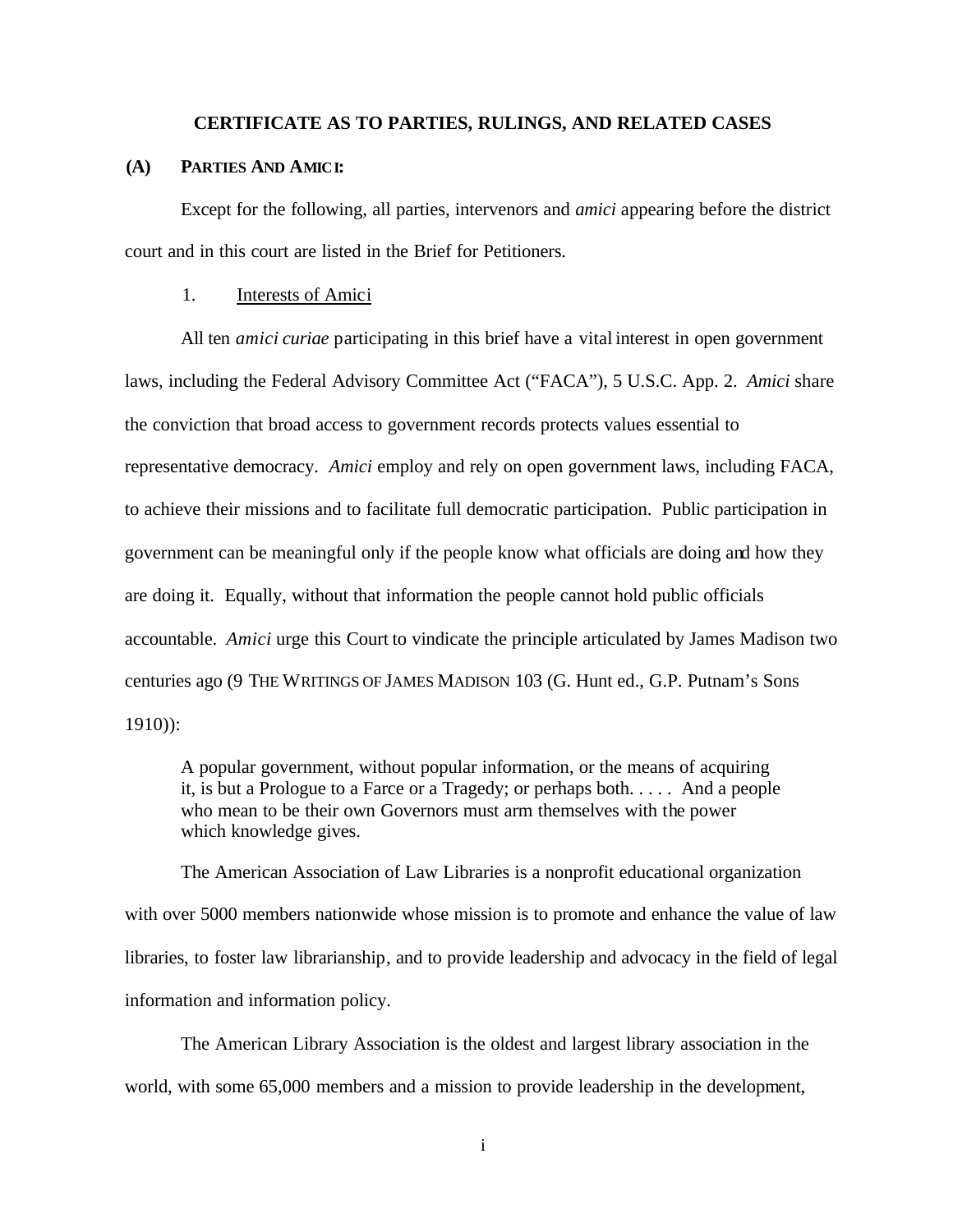## CERTIFICATE AS TO PARTIES, RULINGS, AND RELATED CASES

**(A) PARTIES AND AMICI:**

Except for the following, all parties, intervenors and *amici* appearing before the district court and in this court are listed in the Brief for Petitioners.

1. Interests of Amici

All ten *amici curiae* participating in this brief have a vital interest in open government laws, including the Federal Advisory Committee Act ("FACA"), 5 U.S.C. App. 2. *Amici* share the conviction that broad access to government records protects values essential to representative democracy. *Amici* employ and rely on open government laws, including FACA, to achieve their missions and to facilitate full democratic participation. Public participation in government can be meaningful only if the people know what officials are doing and how they are doing it. Equally, without that information the people cannot hold public officials accountable. *Amici* urge this Court to vindicate the principle articulated by James Madison two centuries ago (9 THE WRITINGS OF JAMES MADISON 103 (G. Hunt ed., G.P. Putnam's Sons 1910)):

> A popular government, without popular information, or the means of acquiring it, is but a Prologue to a Farce or a Tragedy; or perhaps both. . . . . And a people who mean to be their own Governors must arm themselves with the power which knowledge gives.

The American Association of Law Libraries is a nonprofit educational organization with over 5000 members nationwide whose mission is to promote and enhance the value of law libraries, to foster law librarianship, and to provide leadership and advocacy in the field of legal information and information policy.

The American Library Association is the oldest and largest library association in the world, with some 65,000 members and a mission to provide leadership in the development,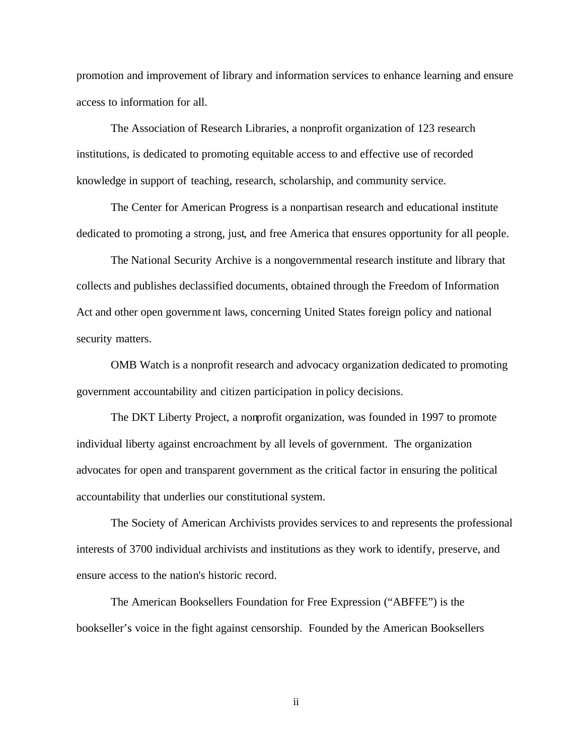promotion and improvement of library and information services to enhance learning and ensure access to information for all.

The Association of Research Libraries, a nonprofit organization of 123 research institutions, is dedicated to promoting equitable access to and effective use of recorded knowledge in support of teaching, research, scholarship, and community service.

The Center for American Progress is a nonpartisan research and educational institute dedicated to promoting a strong, just, and free America that ensures opportunity for all people.

The National Security Archive is a nongovernmental research institute and library that collects and publishes declassified documents, obtained through the Freedom of Information Act and other open government laws, concerning United States foreign policy and national security matters.

OMB Watch is a nonprofit research and advocacy organization dedicated to promoting government accountability and citizen participation in policy decisions.

The DKT Liberty Project, a nonprofit organization, was founded in 1997 to promote individual liberty against encroachment by all levels of government. The organization advocates for open and transparent government as the critical factor in ensuring the political accountability that underlies our constitutional system.

The Society of American Archivists provides services to and represents the professional interests of 3700 individual archivists and institutions as they work to identify, preserve, and ensure access to the nation's historic record.

The American Booksellers Foundation for Free Expression ("ABFFE") is the bookseller's voice in the fight against censorship. Founded by the American Booksellers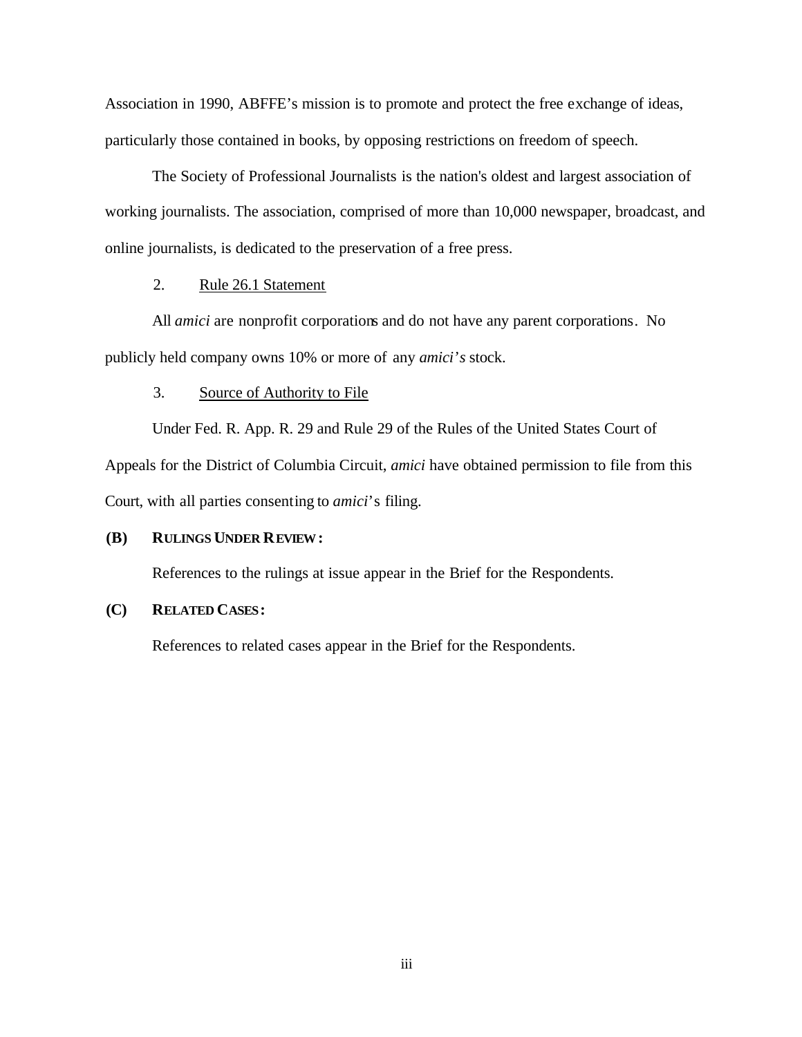Association in 1990, ABFFE's mission is to promote and protect the free exchange of ideas, particularly those contained in books, by opposing restrictions on freedom of speech.

The Society of Professional Journalists is the nation's oldest and largest association of working journalists. The association, comprised of more than 10,000 newspaper, broadcast, and online journalists, is dedicated to the preservation of a free press.

2. Rule 26.1 Statement

All *amici* are nonprofit corporations and do not have any parent corporations. No publicly held company owns 10% or more of any *amici's* stock.

3. Source of Authority to File

Under Fed. R. App. R. 29 and Rule 29 of the Rules of the United States Court of Appeals for the District of Columbia Circuit, *amici* have obtained permission to file from this Court, with all parties consenting to *amici*'s filing.

**(B) RULINGS UNDER REVIEW:**

References to the rulings at issue appear in the Brief for the Respondents.

**(C) RELATED CASES:**

References to related cases appear in the Brief for the Respondents.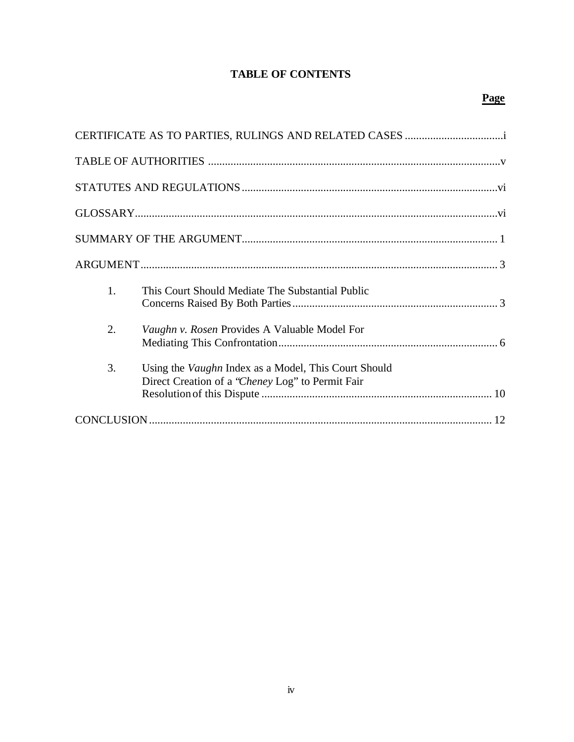# TABLE OF CONTENTS

| | Page |
|---|---|
| CERTIFICATE AS TO PARTIES, RULINGS AND RELATED CASES | i |
| TABLE OF AUTHORITIES | v |
| STATUTES AND REGULATIONS | vi |
| GLOSSARY | vi |
| SUMMARY OF THE ARGUMENT | 1 |
| ARGUMENT | 3 |
| 1. This Court Should Mediate The Substantial Public Concerns Raised By Both Parties | 3 |
| 2. *Vaughn v. Rosen* Provides A Valuable Model For Mediating This Confrontation | 6 |
| 3. Using the *Vaughn* Index as a Model, This Court Should Direct Creation of a "*Cheney* Log" to Permit Fair Resolution of this Dispute | 10 |
| CONCLUSION | 12 |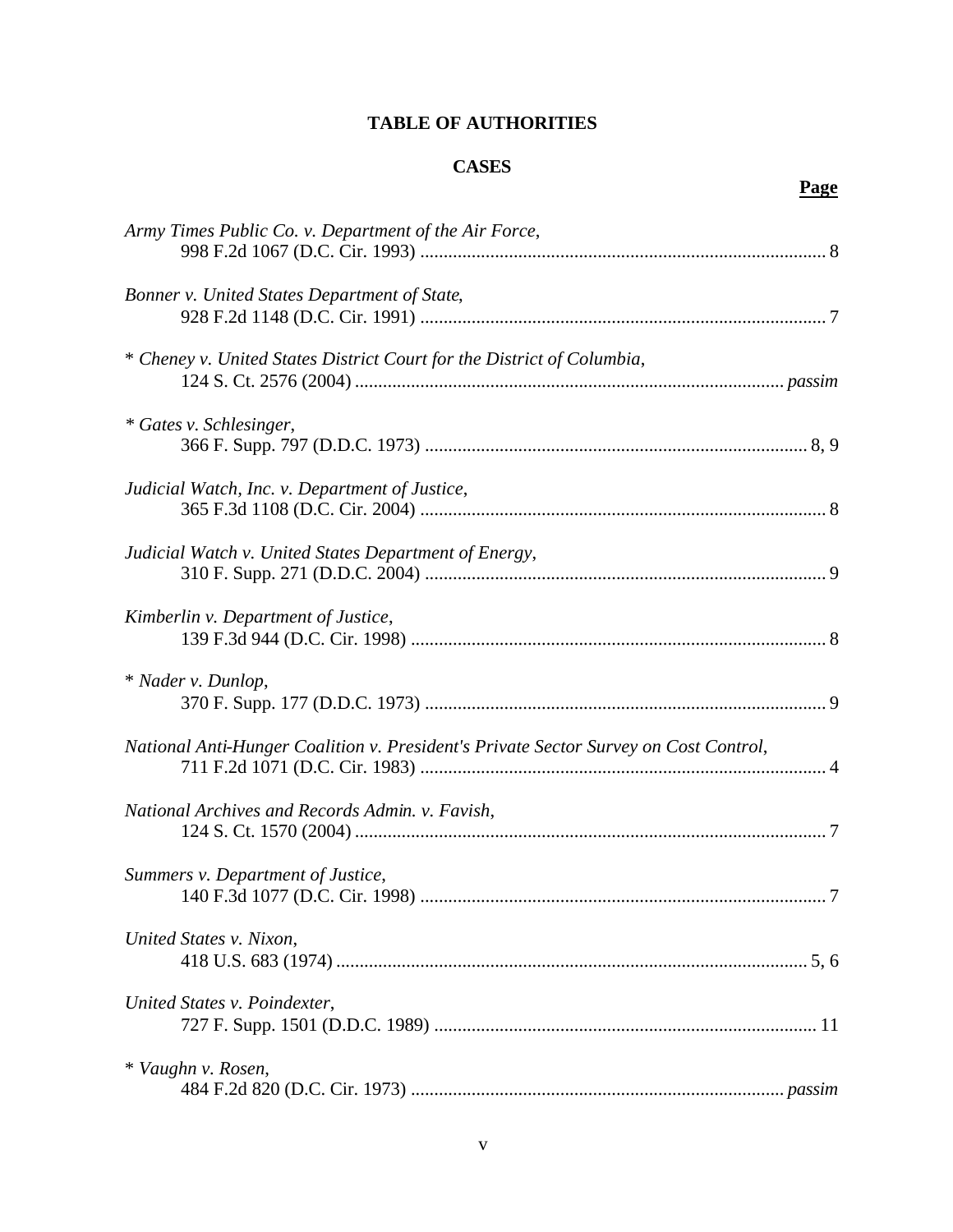# TABLE OF AUTHORITIES

## CASES

**Page**

*Army Times Public Co. v. Department of the Air Force*,
998 F.2d 1067 (D.C. Cir. 1993) ........................................................................ 8

*Bonner v. United States Department of State*,
928 F.2d 1148 (D.C. Cir. 1991) ........................................................................ 7

\* *Cheney v. United States District Court for the District of Columbia*,
124 S. Ct. 2576 (2004) ........................................................................ *passim*

\* *Gates v. Schlesinger*,
366 F. Supp. 797 (D.D.C. 1973) ........................................................................ 8, 9

*Judicial Watch, Inc. v. Department of Justice*,
365 F.3d 1108 (D.C. Cir. 2004) ........................................................................ 8

*Judicial Watch v. United States Department of Energy*,
310 F. Supp. 271 (D.D.C. 2004) ........................................................................ 9

*Kimberlin v. Department of Justice*,
139 F.3d 944 (D.C. Cir. 1998) ........................................................................ 8

\* *Nader v. Dunlop*,
370 F. Supp. 177 (D.D.C. 1973) ........................................................................ 9

*National Anti-Hunger Coalition v. President's Private Sector Survey on Cost Control*,
711 F.2d 1071 (D.C. Cir. 1983) ........................................................................ 4

*National Archives and Records Admin. v. Favish*,
124 S. Ct. 1570 (2004) ........................................................................ 7

*Summers v. Department of Justice*,
140 F.3d 1077 (D.C. Cir. 1998) ........................................................................ 7

*United States v. Nixon*,
418 U.S. 683 (1974) ........................................................................ 5, 6

*United States v. Poindexter*,
727 F. Supp. 1501 (D.D.C. 1989) ........................................................................ 11

\* *Vaughn v. Rosen*,
484 F.2d 820 (D.C. Cir. 1973) ........................................................................ *passim*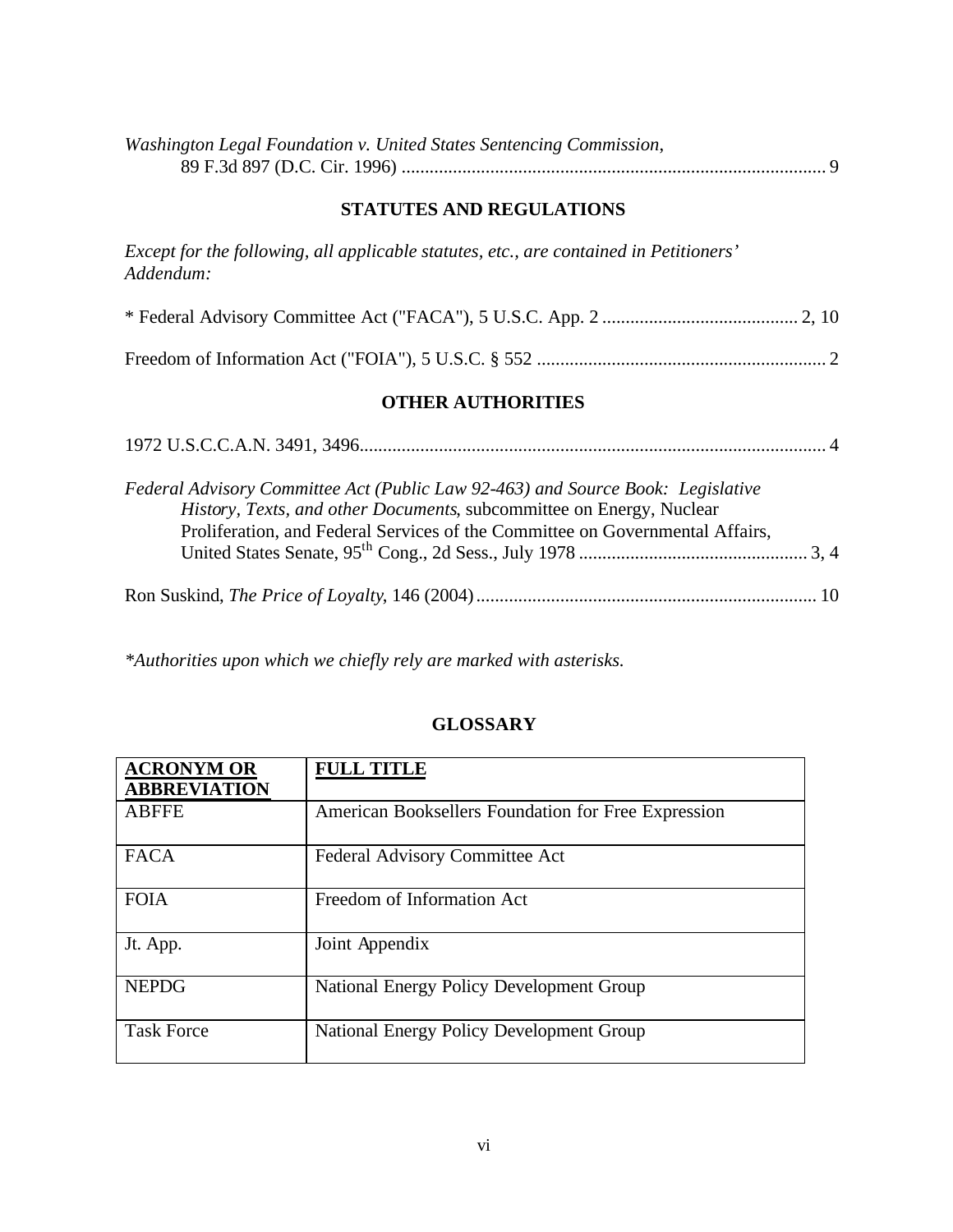*Washington Legal Foundation v. United States Sentencing Commission*, 89 F.3d 897 (D.C. Cir. 1996) .......................................................................................... 9

## STATUTES AND REGULATIONS

*Except for the following, all applicable statutes, etc., are contained in Petitioners' Addendum:*

* Federal Advisory Committee Act ("FACA"), 5 U.S.C. App. 2 .......................................... 2, 10

Freedom of Information Act ("FOIA"), 5 U.S.C. § 552 .............................................................. 2

## OTHER AUTHORITIES

1972 U.S.C.C.A.N. 3491, 3496.................................................................................................. 4

*Federal Advisory Committee Act (Public Law 92-463) and Source Book: Legislative History, Texts, and other Documents*, subcommittee on Energy, Nuclear Proliferation, and Federal Services of the Committee on Governmental Affairs, United States Senate, 95th Cong., 2d Sess., July 1978 ................................................ 3, 4

Ron Suskind, *The Price of Loyalty*, 146 (2004)........................................................................ 10

**Authorities upon which we chiefly rely are marked with asterisks.*

## GLOSSARY

| ACRONYM OR ABBREVIATION | FULL TITLE |
|---|---|
| ABFFE | American Booksellers Foundation for Free Expression |
| FACA | Federal Advisory Committee Act |
| FOIA | Freedom of Information Act |
| Jt. App. | Joint Appendix |
| NEPDG | National Energy Policy Development Group |
| Task Force | National Energy Policy Development Group |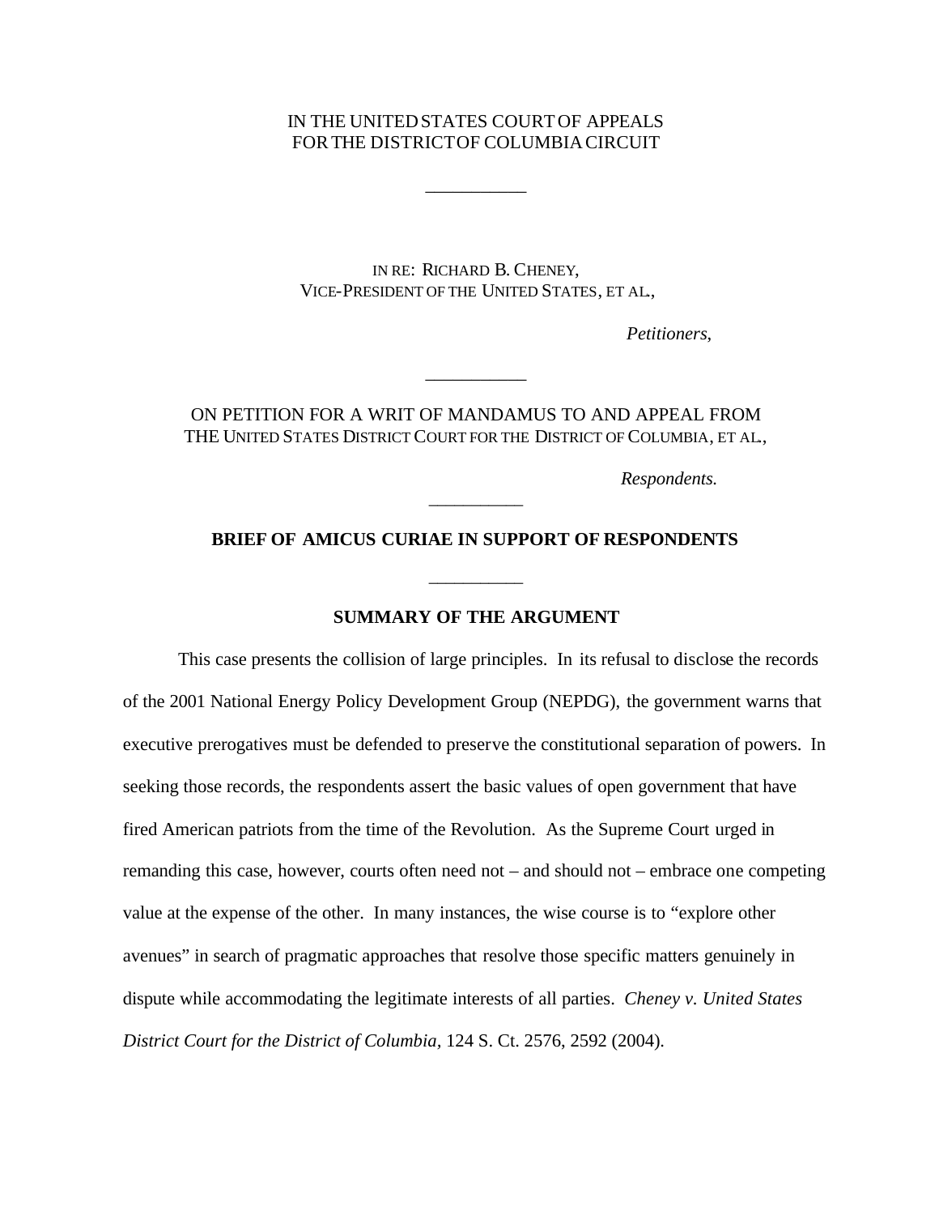IN THE UNITED STATES COURT OF APPEALS
FOR THE DISTRICT OF COLUMBIA CIRCUIT

__________

IN RE: RICHARD B. CHENEY,
VICE-PRESIDENT OF THE UNITED STATES, ET AL.,

*Petitioners,*

__________

ON PETITION FOR A WRIT OF MANDAMUS TO AND APPEAL FROM
THE UNITED STATES DISTRICT COURT FOR THE DISTRICT OF COLUMBIA, ET AL.,

*Respondents.*

__________

**BRIEF OF AMICUS CURIAE IN SUPPORT OF RESPONDENTS**

__________

## SUMMARY OF THE ARGUMENT

This case presents the collision of large principles. In its refusal to disclose the records of the 2001 National Energy Policy Development Group (NEPDG), the government warns that executive prerogatives must be defended to preserve the constitutional separation of powers. In seeking those records, the respondents assert the basic values of open government that have fired American patriots from the time of the Revolution. As the Supreme Court urged in remanding this case, however, courts often need not – and should not – embrace one competing value at the expense of the other. In many instances, the wise course is to "explore other avenues" in search of pragmatic approaches that resolve those specific matters genuinely in dispute while accommodating the legitimate interests of all parties. *Cheney v. United States District Court for the District of Columbia,* 124 S. Ct. 2576, 2592 (2004).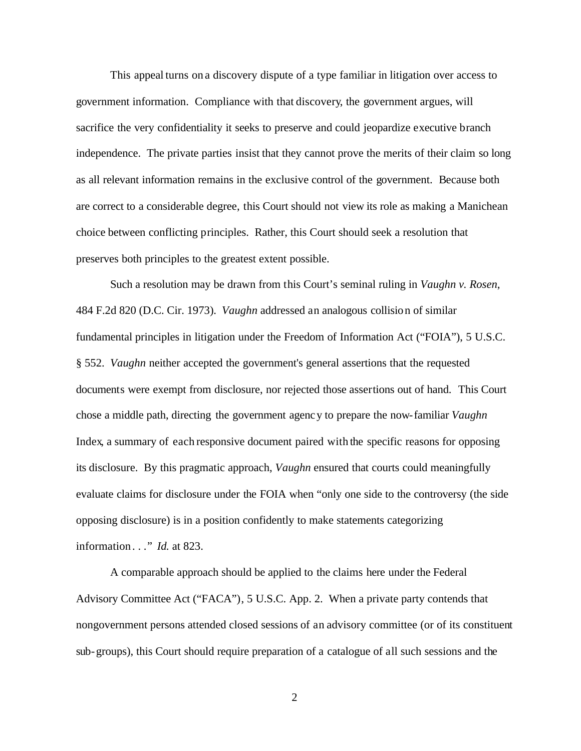This appeal turns on a discovery dispute of a type familiar in litigation over access to government information. Compliance with that discovery, the government argues, will sacrifice the very confidentiality it seeks to preserve and could jeopardize executive branch independence. The private parties insist that they cannot prove the merits of their claim so long as all relevant information remains in the exclusive control of the government. Because both are correct to a considerable degree, this Court should not view its role as making a Manichean choice between conflicting principles. Rather, this Court should seek a resolution that preserves both principles to the greatest extent possible.

Such a resolution may be drawn from this Court's seminal ruling in *Vaughn v. Rosen*, 484 F.2d 820 (D.C. Cir. 1973). *Vaughn* addressed an analogous collision of similar fundamental principles in litigation under the Freedom of Information Act ("FOIA"), 5 U.S.C. § 552. *Vaughn* neither accepted the government's general assertions that the requested documents were exempt from disclosure, nor rejected those assertions out of hand. This Court chose a middle path, directing the government agency to prepare the now-familiar *Vaughn* Index, a summary of each responsive document paired with the specific reasons for opposing its disclosure. By this pragmatic approach, *Vaughn* ensured that courts could meaningfully evaluate claims for disclosure under the FOIA when "only one side to the controversy (the side opposing disclosure) is in a position confidently to make statements categorizing information . . ." *Id.* at 823.

A comparable approach should be applied to the claims here under the Federal Advisory Committee Act ("FACA"), 5 U.S.C. App. 2. When a private party contends that nongovernment persons attended closed sessions of an advisory committee (or of its constituent sub-groups), this Court should require preparation of a catalogue of all such sessions and the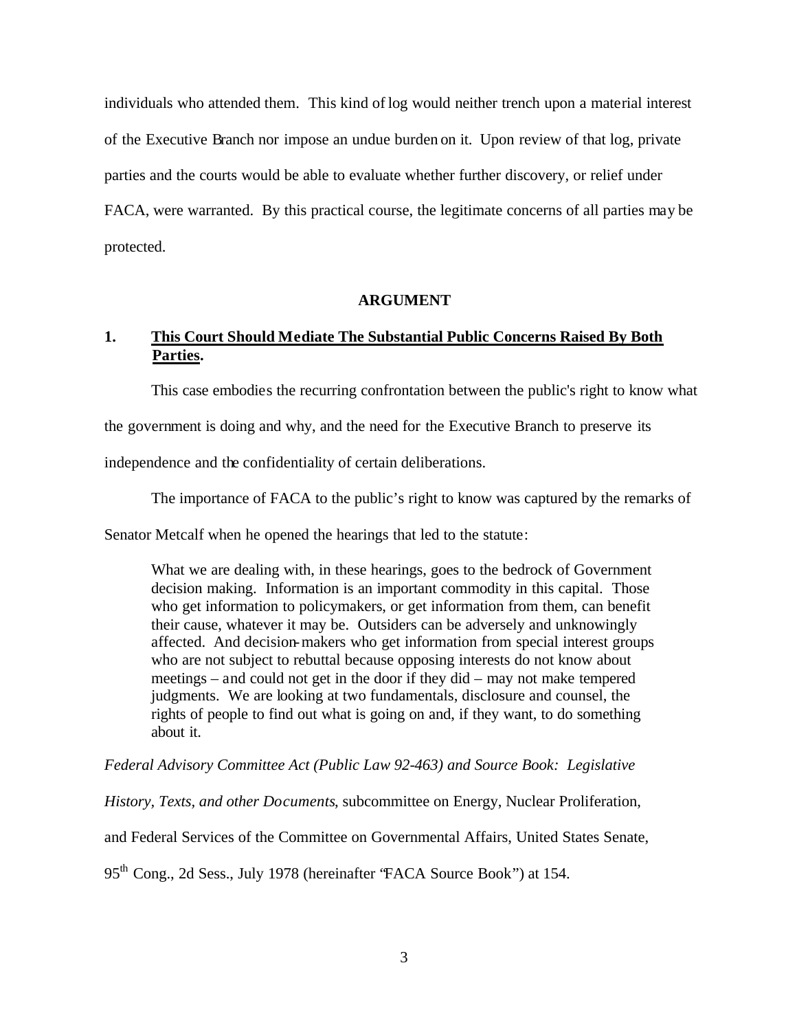individuals who attended them. This kind of log would neither trench upon a material interest of the Executive Branch nor impose an undue burden on it. Upon review of that log, private parties and the courts would be able to evaluate whether further discovery, or relief under FACA, were warranted. By this practical course, the legitimate concerns of all parties may be protected.

## ARGUMENT

### 1. **<u>This Court Should Mediate The Substantial Public Concerns Raised By Both Parties</u>.**

This case embodies the recurring confrontation between the public's right to know what the government is doing and why, and the need for the Executive Branch to preserve its independence and the confidentiality of certain deliberations.

The importance of FACA to the public's right to know was captured by the remarks of Senator Metcalf when he opened the hearings that led to the statute:

> What we are dealing with, in these hearings, goes to the bedrock of Government decision making. Information is an important commodity in this capital. Those who get information to policymakers, or get information from them, can benefit their cause, whatever it may be. Outsiders can be adversely and unknowingly affected. And decision-makers who get information from special interest groups who are not subject to rebuttal because opposing interests do not know about meetings – and could not get in the door if they did – may not make tempered judgments. We are looking at two fundamentals, disclosure and counsel, the rights of people to find out what is going on and, if they want, to do something about it.

*Federal Advisory Committee Act (Public Law 92-463) and Source Book: Legislative History, Texts, and other Documents*, subcommittee on Energy, Nuclear Proliferation, and Federal Services of the Committee on Governmental Affairs, United States Senate, 95th Cong., 2d Sess., July 1978 (hereinafter "FACA Source Book") at 154.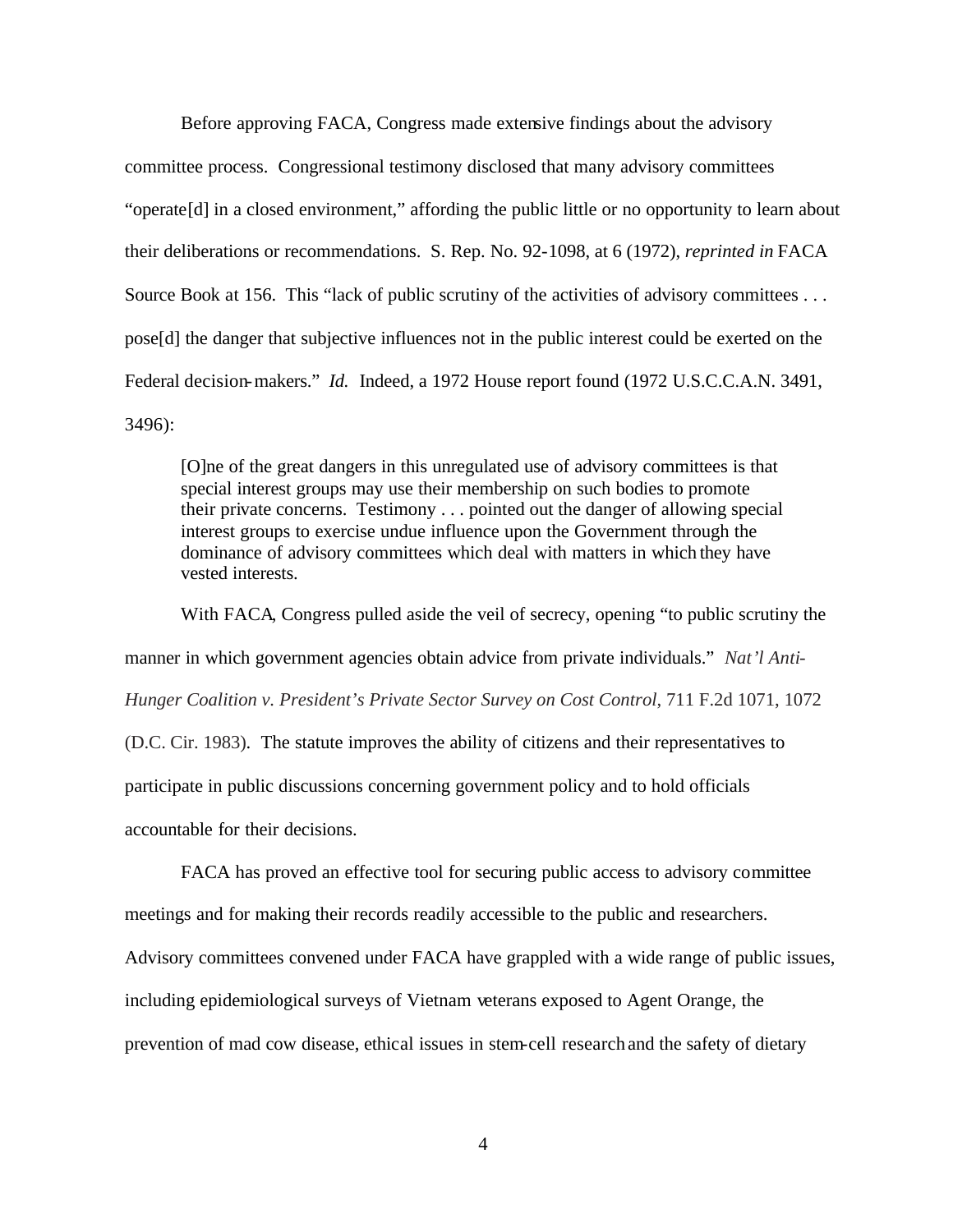Before approving FACA, Congress made extensive findings about the advisory committee process. Congressional testimony disclosed that many advisory committees "operate[d] in a closed environment," affording the public little or no opportunity to learn about their deliberations or recommendations. S. Rep. No. 92-1098, at 6 (1972), *reprinted in* FACA Source Book at 156. This "lack of public scrutiny of the activities of advisory committees . . . pose[d] the danger that subjective influences not in the public interest could be exerted on the Federal decision-makers." *Id.* Indeed, a 1972 House report found (1972 U.S.C.C.A.N. 3491, 3496):

> [O]ne of the great dangers in this unregulated use of advisory committees is that special interest groups may use their membership on such bodies to promote their private concerns. Testimony . . . pointed out the danger of allowing special interest groups to exercise undue influence upon the Government through the dominance of advisory committees which deal with matters in which they have vested interests.

With FACA, Congress pulled aside the veil of secrecy, opening "to public scrutiny the manner in which government agencies obtain advice from private individuals." *Nat'l Anti-Hunger Coalition v. President's Private Sector Survey on Cost Control*, 711 F.2d 1071, 1072 (D.C. Cir. 1983). The statute improves the ability of citizens and their representatives to participate in public discussions concerning government policy and to hold officials accountable for their decisions.

FACA has proved an effective tool for securing public access to advisory committee meetings and for making their records readily accessible to the public and researchers. Advisory committees convened under FACA have grappled with a wide range of public issues, including epidemiological surveys of Vietnam veterans exposed to Agent Orange, the prevention of mad cow disease, ethical issues in stem-cell research and the safety of dietary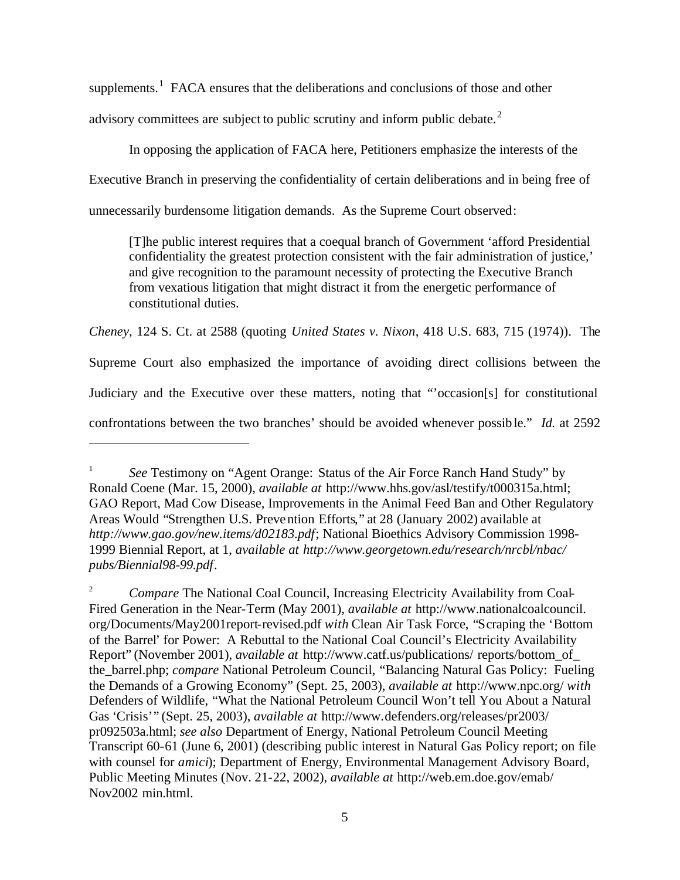supplements.[1] FACA ensures that the deliberations and conclusions of those and other advisory committees are subject to public scrutiny and inform public debate.[2]

In opposing the application of FACA here, Petitioners emphasize the interests of the Executive Branch in preserving the confidentiality of certain deliberations and in being free of unnecessarily burdensome litigation demands. As the Supreme Court observed:

> [T]he public interest requires that a coequal branch of Government 'afford Presidential confidentiality the greatest protection consistent with the fair administration of justice,' and give recognition to the paramount necessity of protecting the Executive Branch from vexatious litigation that might distract it from the energetic performance of constitutional duties.

*Cheney*, 124 S. Ct. at 2588 (quoting *United States v. Nixon*, 418 U.S. 683, 715 (1974)). The Supreme Court also emphasized the importance of avoiding direct collisions between the Judiciary and the Executive over these matters, noting that "'occasion[s] for constitutional confrontations between the two branches' should be avoided whenever possible." *Id.* at 2592

---

[1] *See* Testimony on "Agent Orange: Status of the Air Force Ranch Hand Study" by Ronald Coene (Mar. 15, 2000), *available at* http://www.hhs.gov/asl/testify/t000315a.html; GAO Report, Mad Cow Disease, Improvements in the Animal Feed Ban and Other Regulatory Areas Would "Strengthen U.S. Prevention Efforts," at 28 (January 2002) available at *http://www.gao.gov/new.items/d02183.pdf*; National Bioethics Advisory Commission 1998-1999 Biennial Report, at 1, *available at http://www.georgetown.edu/research/nrcbl/nbac/pubs/Biennial98-99.pdf*.

[2] *Compare* The National Coal Council, Increasing Electricity Availability from Coal-Fired Generation in the Near-Term (May 2001), *available at* http://www.nationalcoalcouncil.org/Documents/May2001report-revised.pdf *with* Clean Air Task Force, "Scraping the 'Bottom of the Barrel' for Power: A Rebuttal to the National Coal Council's Electricity Availability Report" (November 2001), *available at* http://www.catf.us/publications/ reports/bottom_of_the_barrel.php; *compare* National Petroleum Council, "Balancing Natural Gas Policy: Fueling the Demands of a Growing Economy" (Sept. 25, 2003), *available at* http://www.npc.org/ *with* Defenders of Wildlife, "What the National Petroleum Council Won't tell You About a Natural Gas 'Crisis'" (Sept. 25, 2003), *available at* http://www.defenders.org/releases/pr2003/pr092503a.html; *see also* Department of Energy, National Petroleum Council Meeting Transcript 60-61 (June 6, 2001) (describing public interest in Natural Gas Policy report; on file with counsel for *amici*); Department of Energy, Environmental Management Advisory Board, Public Meeting Minutes (Nov. 21-22, 2002), *available at* http://web.em.doe.gov/emab/Nov2002 min.html.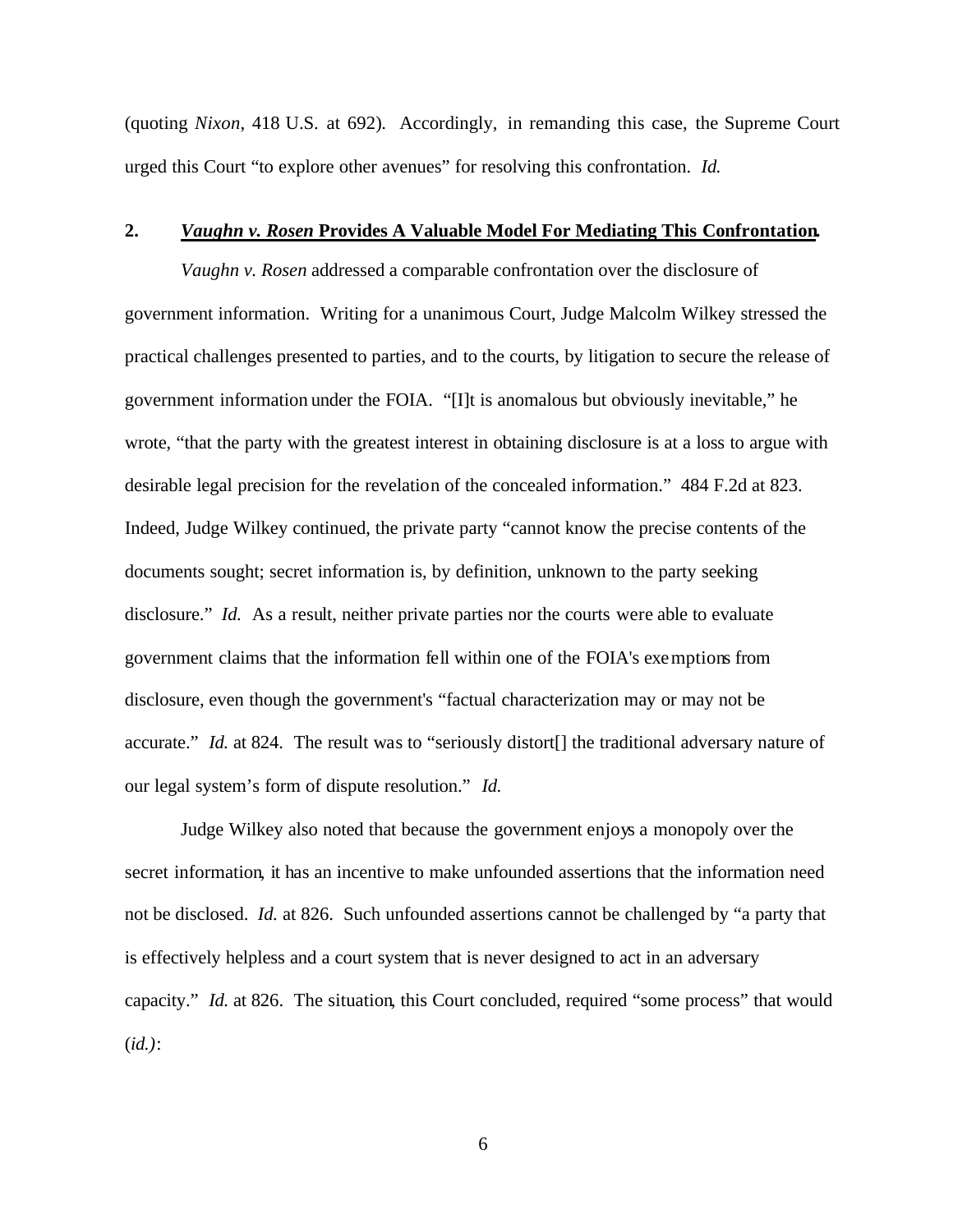(quoting *Nixon*, 418 U.S. at 692). Accordingly, in remanding this case, the Supreme Court urged this Court "to explore other avenues" for resolving this confrontation. *Id.*

## 2. ***Vaughn v. Rosen*** **Provides A Valuable Model For Mediating This Confrontation.**

*Vaughn v. Rosen* addressed a comparable confrontation over the disclosure of government information. Writing for a unanimous Court, Judge Malcolm Wilkey stressed the practical challenges presented to parties, and to the courts, by litigation to secure the release of government information under the FOIA. "[I]t is anomalous but obviously inevitable," he wrote, "that the party with the greatest interest in obtaining disclosure is at a loss to argue with desirable legal precision for the revelation of the concealed information." 484 F.2d at 823. Indeed, Judge Wilkey continued, the private party "cannot know the precise contents of the documents sought; secret information is, by definition, unknown to the party seeking disclosure." *Id.* As a result, neither private parties nor the courts were able to evaluate government claims that the information fell within one of the FOIA's exemptions from disclosure, even though the government's "factual characterization may or may not be accurate." *Id.* at 824. The result was to "seriously distort[] the traditional adversary nature of our legal system's form of dispute resolution." *Id.*

Judge Wilkey also noted that because the government enjoys a monopoly over the secret information, it has an incentive to make unfounded assertions that the information need not be disclosed. *Id.* at 826. Such unfounded assertions cannot be challenged by "a party that is effectively helpless and a court system that is never designed to act in an adversary capacity." *Id.* at 826. The situation, this Court concluded, required "some process" that would (*id.*):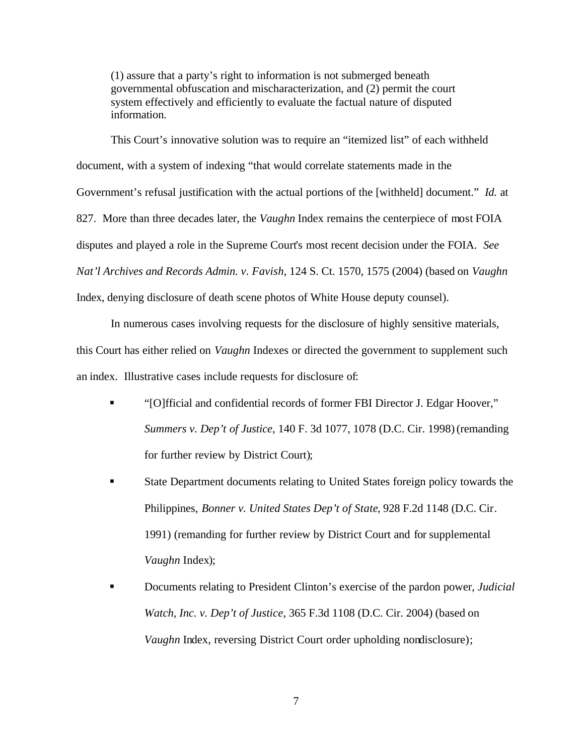> (1) assure that a party's right to information is not submerged beneath governmental obfuscation and mischaracterization, and (2) permit the court system effectively and efficiently to evaluate the factual nature of disputed information.

This Court's innovative solution was to require an "itemized list" of each withheld document, with a system of indexing "that would correlate statements made in the Government's refusal justification with the actual portions of the [withheld] document." *Id.* at 827. More than three decades later, the *Vaughn* Index remains the centerpiece of most FOIA disputes and played a role in the Supreme Court's most recent decision under the FOIA. *See Nat'l Archives and Records Admin. v. Favish*, 124 S. Ct. 1570, 1575 (2004) (based on *Vaughn* Index, denying disclosure of death scene photos of White House deputy counsel).

In numerous cases involving requests for the disclosure of highly sensitive materials, this Court has either relied on *Vaughn* Indexes or directed the government to supplement such an index. Illustrative cases include requests for disclosure of:

- "[O]fficial and confidential records of former FBI Director J. Edgar Hoover," *Summers v. Dep't of Justice*, 140 F. 3d 1077, 1078 (D.C. Cir. 1998) (remanding for further review by District Court);
- State Department documents relating to United States foreign policy towards the Philippines, *Bonner v. United States Dep't of State*, 928 F.2d 1148 (D.C. Cir. 1991) (remanding for further review by District Court and for supplemental *Vaughn* Index);
- Documents relating to President Clinton's exercise of the pardon power, *Judicial Watch, Inc. v. Dep't of Justice*, 365 F.3d 1108 (D.C. Cir. 2004) (based on *Vaughn* Index, reversing District Court order upholding nondisclosure);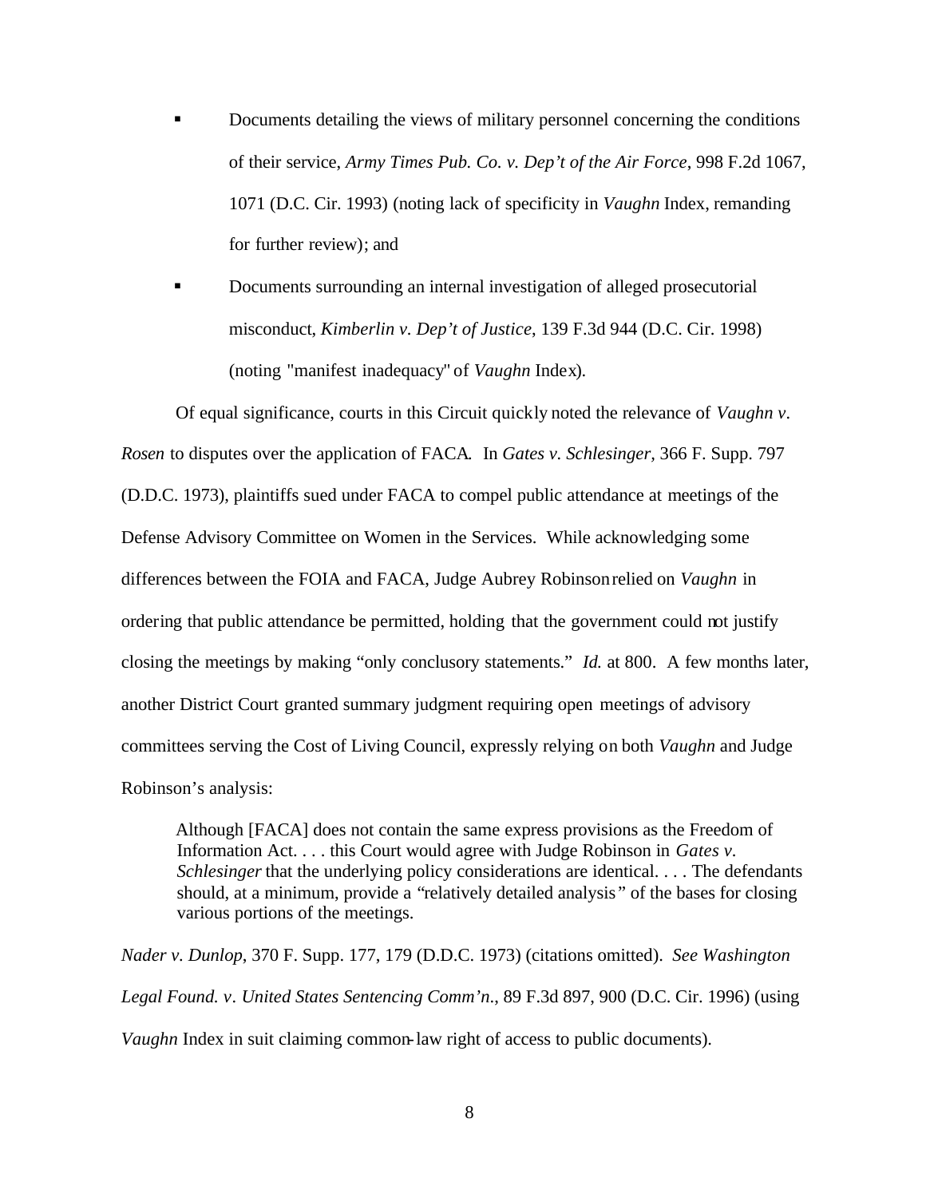- Documents detailing the views of military personnel concerning the conditions of their service, *Army Times Pub. Co. v. Dep't of the Air Force*, 998 F.2d 1067, 1071 (D.C. Cir. 1993) (noting lack of specificity in *Vaughn* Index, remanding for further review); and

- Documents surrounding an internal investigation of alleged prosecutorial misconduct, *Kimberlin v. Dep't of Justice*, 139 F.3d 944 (D.C. Cir. 1998) (noting "manifest inadequacy" of *Vaughn* Index).

Of equal significance, courts in this Circuit quickly noted the relevance of *Vaughn v. Rosen* to disputes over the application of FACA. In *Gates v. Schlesinger*, 366 F. Supp. 797 (D.D.C. 1973), plaintiffs sued under FACA to compel public attendance at meetings of the Defense Advisory Committee on Women in the Services. While acknowledging some differences between the FOIA and FACA, Judge Aubrey Robinson relied on *Vaughn* in ordering that public attendance be permitted, holding that the government could not justify closing the meetings by making "only conclusory statements." *Id.* at 800. A few months later, another District Court granted summary judgment requiring open meetings of advisory committees serving the Cost of Living Council, expressly relying on both *Vaughn* and Judge Robinson's analysis:

> Although [FACA] does not contain the same express provisions as the Freedom of Information Act. . . . this Court would agree with Judge Robinson in *Gates v. Schlesinger* that the underlying policy considerations are identical. . . . The defendants should, at a minimum, provide a "relatively detailed analysis" of the bases for closing various portions of the meetings.

*Nader v. Dunlop*, 370 F. Supp. 177, 179 (D.D.C. 1973) (citations omitted). *See Washington Legal Found. v. United States Sentencing Comm'n.*, 89 F.3d 897, 900 (D.C. Cir. 1996) (using *Vaughn* Index in suit claiming common-law right of access to public documents).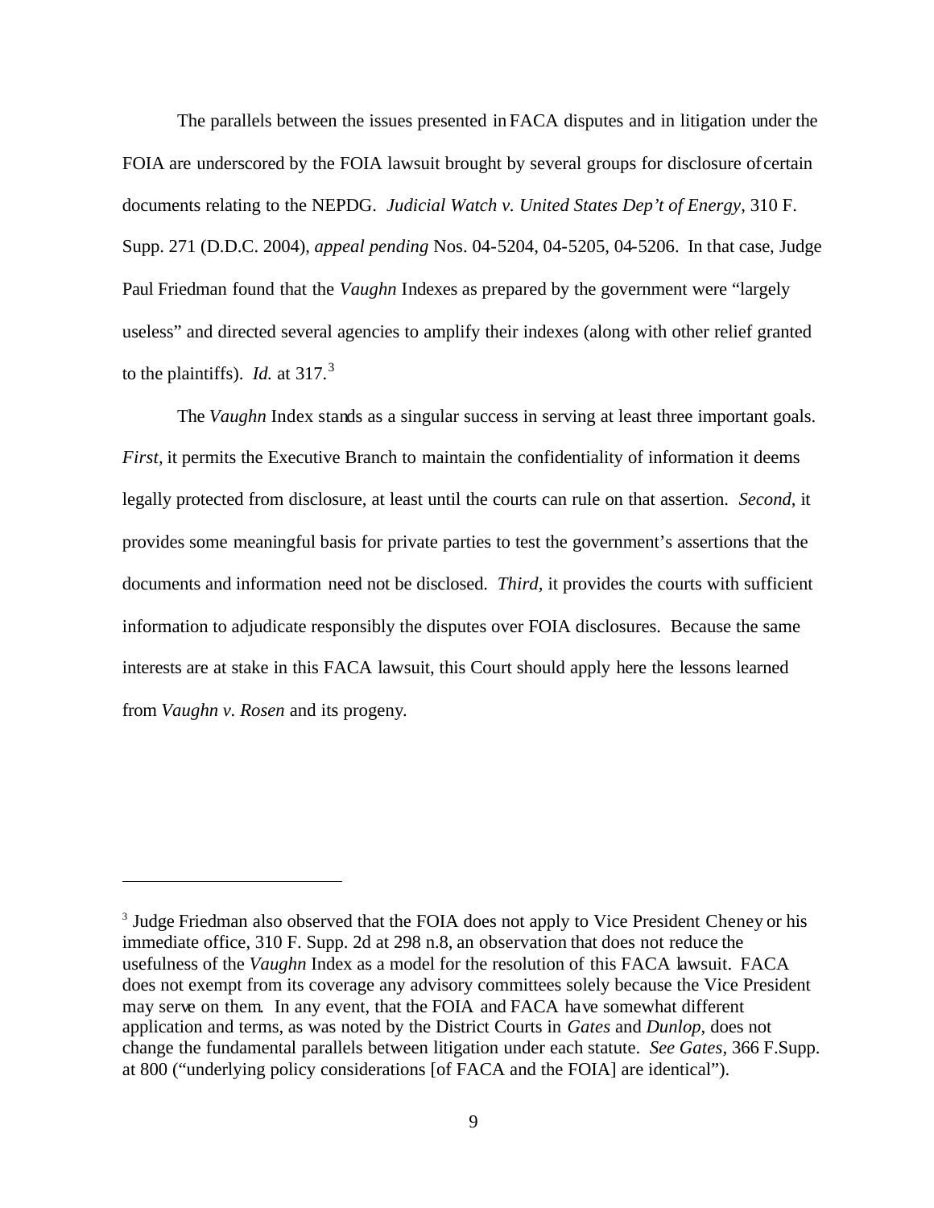The parallels between the issues presented in FACA disputes and in litigation under the FOIA are underscored by the FOIA lawsuit brought by several groups for disclosure of certain documents relating to the NEPDG. *Judicial Watch v. United States Dep't of Energy*, 310 F. Supp. 271 (D.D.C. 2004), *appeal pending* Nos. 04-5204, 04-5205, 04-5206. In that case, Judge Paul Friedman found that the *Vaughn* Indexes as prepared by the government were "largely useless" and directed several agencies to amplify their indexes (along with other relief granted to the plaintiffs). *Id.* at 317.[3]

The *Vaughn* Index stands as a singular success in serving at least three important goals. *First,* it permits the Executive Branch to maintain the confidentiality of information it deems legally protected from disclosure, at least until the courts can rule on that assertion. *Second*, it provides some meaningful basis for private parties to test the government's assertions that the documents and information need not be disclosed. *Third,* it provides the courts with sufficient information to adjudicate responsibly the disputes over FOIA disclosures. Because the same interests are at stake in this FACA lawsuit, this Court should apply here the lessons learned from *Vaughn v. Rosen* and its progeny.

---

[3] Judge Friedman also observed that the FOIA does not apply to Vice President Cheney or his immediate office, 310 F. Supp. 2d at 298 n.8, an observation that does not reduce the usefulness of the *Vaughn* Index as a model for the resolution of this FACA lawsuit. FACA does not exempt from its coverage any advisory committees solely because the Vice President may serve on them. In any event, that the FOIA and FACA have somewhat different application and terms, as was noted by the District Courts in *Gates* and *Dunlop*, does not change the fundamental parallels between litigation under each statute. *See Gates*, 366 F.Supp. at 800 ("underlying policy considerations [of FACA and the FOIA] are identical").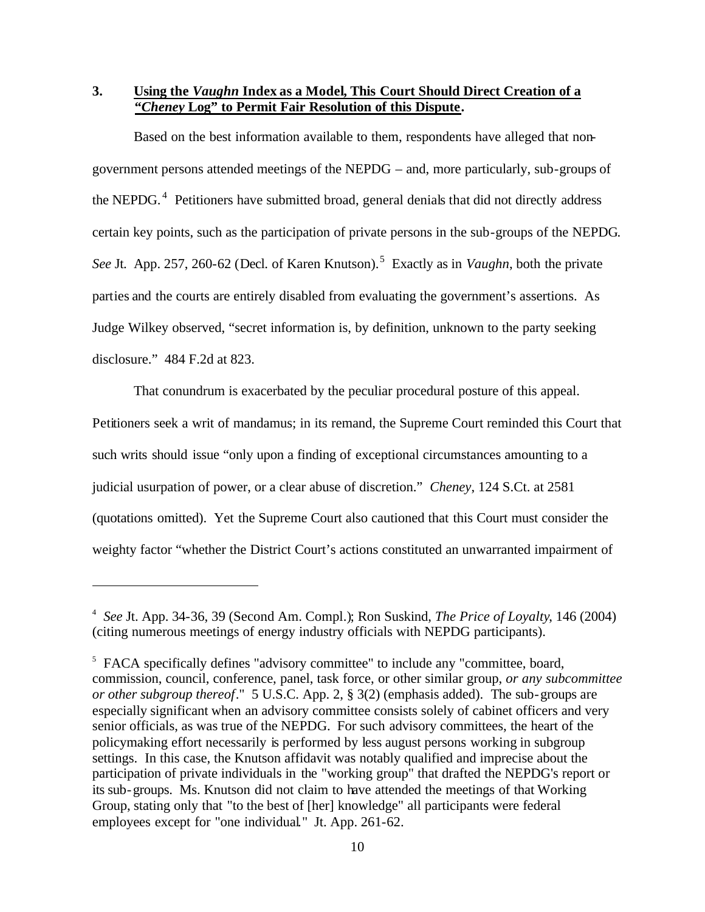### 3. <u>Using the *Vaughn* Index as a Model, This Court Should Direct Creation of a *"Cheney* Log" to Permit Fair Resolution of this Dispute</u>.

Based on the best information available to them, respondents have alleged that non-government persons attended meetings of the NEPDG – and, more particularly, sub-groups of the NEPDG.[4] Petitioners have submitted broad, general denials that did not directly address certain key points, such as the participation of private persons in the sub-groups of the NEPDG. *See* Jt. App. 257, 260-62 (Decl. of Karen Knutson).[5] Exactly as in *Vaughn*, both the private parties and the courts are entirely disabled from evaluating the government's assertions. As Judge Wilkey observed, "secret information is, by definition, unknown to the party seeking disclosure." 484 F.2d at 823.

That conundrum is exacerbated by the peculiar procedural posture of this appeal. Petitioners seek a writ of mandamus; in its remand, the Supreme Court reminded this Court that such writs should issue "only upon a finding of exceptional circumstances amounting to a judicial usurpation of power, or a clear abuse of discretion." *Cheney*, 124 S.Ct. at 2581 (quotations omitted). Yet the Supreme Court also cautioned that this Court must consider the weighty factor "whether the District Court's actions constituted an unwarranted impairment of

---

[4] *See* Jt. App. 34-36, 39 (Second Am. Compl.); Ron Suskind, *The Price of Loyalty*, 146 (2004) (citing numerous meetings of energy industry officials with NEPDG participants).

[5] FACA specifically defines "advisory committee" to include any "committee, board, commission, council, conference, panel, task force, or other similar group, *or any subcommittee or other subgroup thereof*." 5 U.S.C. App. 2, § 3(2) (emphasis added). The sub-groups are especially significant when an advisory committee consists solely of cabinet officers and very senior officials, as was true of the NEPDG. For such advisory committees, the heart of the policymaking effort necessarily is performed by less august persons working in subgroup settings. In this case, the Knutson affidavit was notably qualified and imprecise about the participation of private individuals in the "working group" that drafted the NEPDG's report or its sub-groups. Ms. Knutson did not claim to have attended the meetings of that Working Group, stating only that "to the best of [her] knowledge" all participants were federal employees except for "one individual." Jt. App. 261-62.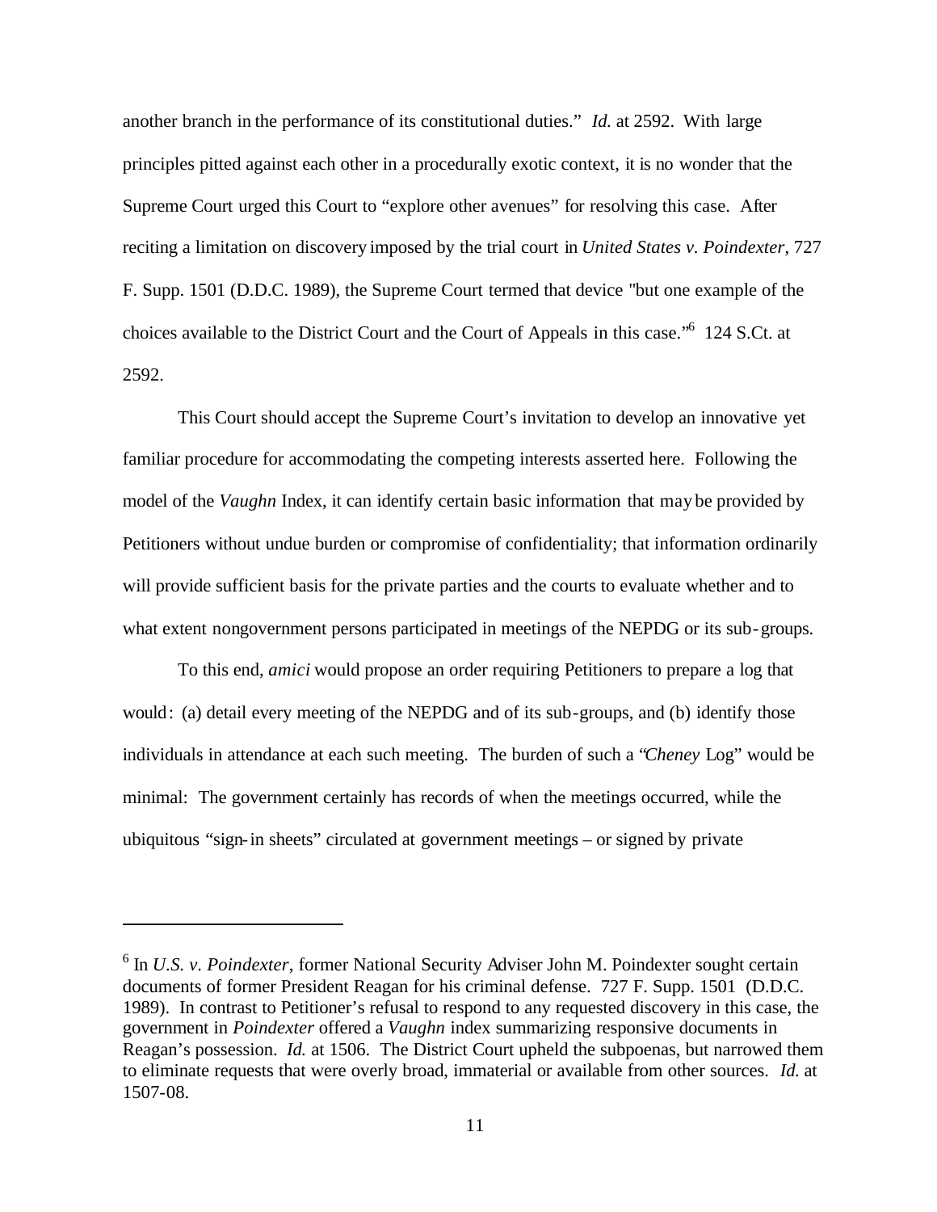another branch in the performance of its constitutional duties." *Id.* at 2592. With large principles pitted against each other in a procedurally exotic context, it is no wonder that the Supreme Court urged this Court to "explore other avenues" for resolving this case. After reciting a limitation on discovery imposed by the trial court in *United States v. Poindexter*, 727 F. Supp. 1501 (D.D.C. 1989), the Supreme Court termed that device "but one example of the choices available to the District Court and the Court of Appeals in this case."[6] 124 S.Ct. at 2592.

This Court should accept the Supreme Court's invitation to develop an innovative yet familiar procedure for accommodating the competing interests asserted here. Following the model of the *Vaughn* Index, it can identify certain basic information that may be provided by Petitioners without undue burden or compromise of confidentiality; that information ordinarily will provide sufficient basis for the private parties and the courts to evaluate whether and to what extent nongovernment persons participated in meetings of the NEPDG or its sub-groups.

To this end, *amici* would propose an order requiring Petitioners to prepare a log that would: (a) detail every meeting of the NEPDG and of its sub-groups, and (b) identify those individuals in attendance at each such meeting. The burden of such a "*Cheney* Log" would be minimal: The government certainly has records of when the meetings occurred, while the ubiquitous "sign-in sheets" circulated at government meetings – or signed by private

---

[6] In *U.S. v. Poindexter*, former National Security Adviser John M. Poindexter sought certain documents of former President Reagan for his criminal defense. 727 F. Supp. 1501 (D.D.C. 1989). In contrast to Petitioner's refusal to respond to any requested discovery in this case, the government in *Poindexter* offered a *Vaughn* index summarizing responsive documents in Reagan's possession. *Id.* at 1506. The District Court upheld the subpoenas, but narrowed them to eliminate requests that were overly broad, immaterial or available from other sources. *Id.* at 1507-08.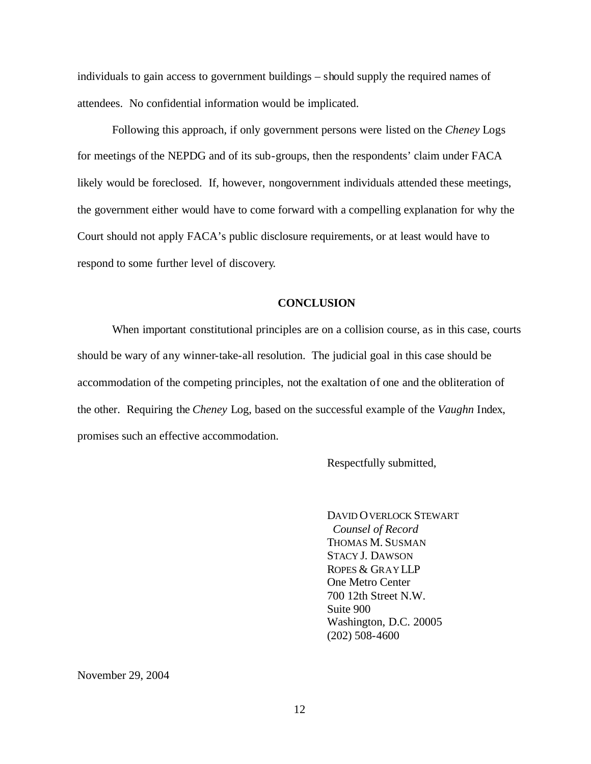individuals to gain access to government buildings – should supply the required names of attendees. No confidential information would be implicated.

Following this approach, if only government persons were listed on the *Cheney* Logs for meetings of the NEPDG and of its sub-groups, then the respondents' claim under FACA likely would be foreclosed. If, however, nongovernment individuals attended these meetings, the government either would have to come forward with a compelling explanation for why the Court should not apply FACA's public disclosure requirements, or at least would have to respond to some further level of discovery.

## CONCLUSION

When important constitutional principles are on a collision course, as in this case, courts should be wary of any winner-take-all resolution. The judicial goal in this case should be accommodation of the competing principles, not the exaltation of one and the obliteration of the other. Requiring the *Cheney* Log, based on the successful example of the *Vaughn* Index, promises such an effective accommodation.

Respectfully submitted,

DAVID OVERLOCK STEWART
*Counsel of Record*
THOMAS M. SUSMAN
STACY J. DAWSON
ROPES & GRAY LLP
One Metro Center
700 12th Street N.W.
Suite 900
Washington, D.C. 20005
(202) 508-4600

November 29, 2004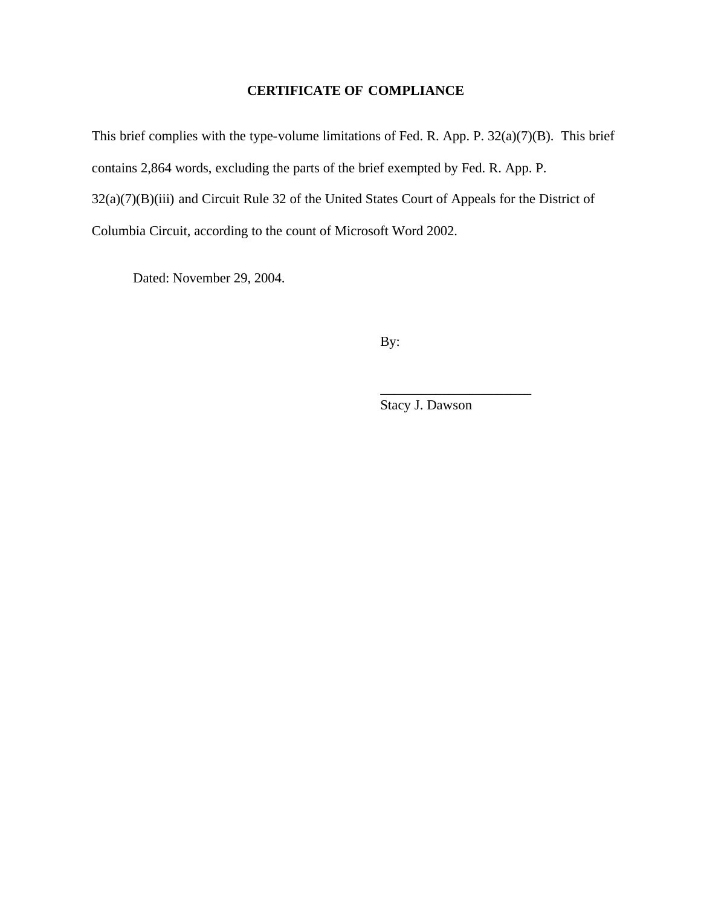**CERTIFICATE OF COMPLIANCE**

This brief complies with the type-volume limitations of Fed. R. App. P. 32(a)(7)(B). This brief contains 2,864 words, excluding the parts of the brief exempted by Fed. R. App. P. 32(a)(7)(B)(iii) and Circuit Rule 32 of the United States Court of Appeals for the District of Columbia Circuit, according to the count of Microsoft Word 2002.

Dated: November 29, 2004.

By:

______________________
Stacy J. Dawson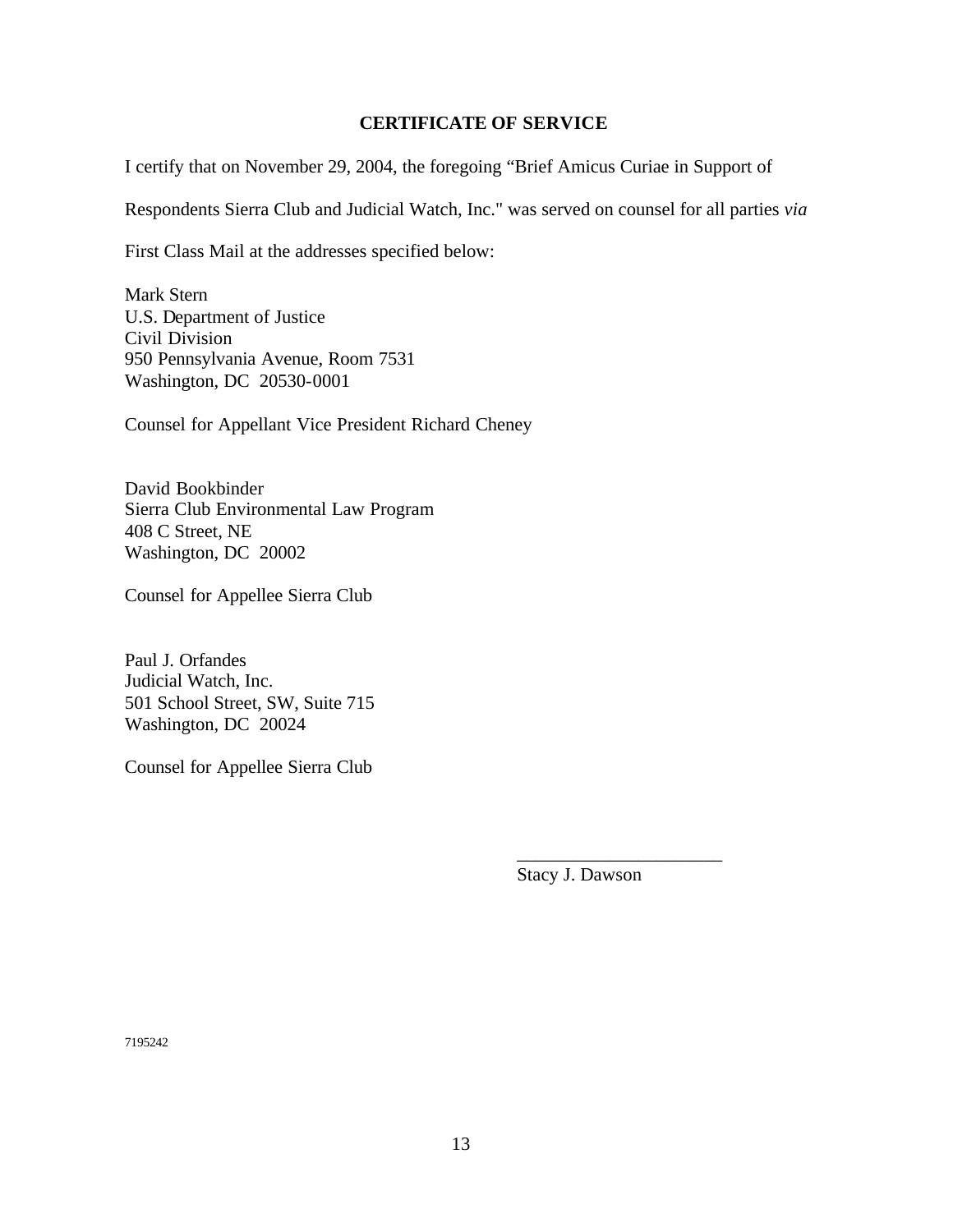## CERTIFICATE OF SERVICE

I certify that on November 29, 2004, the foregoing "Brief Amicus Curiae in Support of Respondents Sierra Club and Judicial Watch, Inc." was served on counsel for all parties *via* First Class Mail at the addresses specified below:

Mark Stern
U.S. Department of Justice
Civil Division
950 Pennsylvania Avenue, Room 7531
Washington, DC 20530-0001

Counsel for Appellant Vice President Richard Cheney

David Bookbinder
Sierra Club Environmental Law Program
408 C Street, NE
Washington, DC 20002

Counsel for Appellee Sierra Club

Paul J. Orfandes
Judicial Watch, Inc.
501 School Street, SW, Suite 715
Washington, DC 20024

Counsel for Appellee Sierra Club

______________________
Stacy J. Dawson

7195242